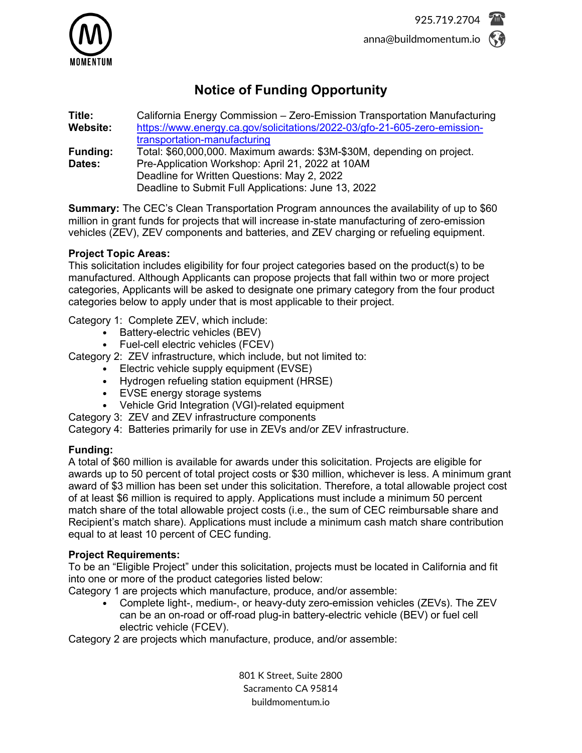925.719.2704

anna@buildmomentum.io

# Notice of Funding Opportunity

**Title:** California Energy Commission – Zero-Emission Transportation Manufacturing

**Website:** [https://www.energy.ca.gov/solicitations/2022-03/gfo-21-605-zero-emission-transportation-manufacturing](https://www.energy.ca.gov/solicitations/2022-03/gfo-21-605-zero-emission-transportation-manufacturing)

**Funding:** Total: $60,000,000. Maximum awards: $3M-$30M, depending on project.

**Dates:** Pre-Application Workshop: April 21, 2022 at 10AM
Deadline for Written Questions: May 2, 2022
Deadline to Submit Full Applications: June 13, 2022

**Summary:** The CEC's Clean Transportation Program announces the availability of up to $60 million in grant funds for projects that will increase in-state manufacturing of zero-emission vehicles (ZEV), ZEV components and batteries, and ZEV charging or refueling equipment.

**Project Topic Areas:**
This solicitation includes eligibility for four project categories based on the product(s) to be manufactured. Although Applicants can propose projects that fall within two or more project categories, Applicants will be asked to designate one primary category from the four product categories below to apply under that is most applicable to their project.

Category 1: Complete ZEV, which include:

- Battery-electric vehicles (BEV)
- Fuel-cell electric vehicles (FCEV)

Category 2: ZEV infrastructure, which include, but not limited to:

- Electric vehicle supply equipment (EVSE)
- Hydrogen refueling station equipment (HRSE)
- EVSE energy storage systems
- Vehicle Grid Integration (VGI)-related equipment

Category 3: ZEV and ZEV infrastructure components

Category 4: Batteries primarily for use in ZEVs and/or ZEV infrastructure.

**Funding:**
A total of $60 million is available for awards under this solicitation. Projects are eligible for awards up to 50 percent of total project costs or $30 million, whichever is less. A minimum grant award of $3 million has been set under this solicitation. Therefore, a total allowable project cost of at least $6 million is required to apply. Applications must include a minimum 50 percent match share of the total allowable project costs (i.e., the sum of CEC reimbursable share and Recipient's match share). Applications must include a minimum cash match share contribution equal to at least 10 percent of CEC funding.

**Project Requirements:**
To be an "Eligible Project" under this solicitation, projects must be located in California and fit into one or more of the product categories listed below:

Category 1 are projects which manufacture, produce, and/or assemble:

- Complete light-, medium-, or heavy-duty zero-emission vehicles (ZEVs). The ZEV can be an on-road or off-road plug-in battery-electric vehicle (BEV) or fuel cell electric vehicle (FCEV).

Category 2 are projects which manufacture, produce, and/or assemble: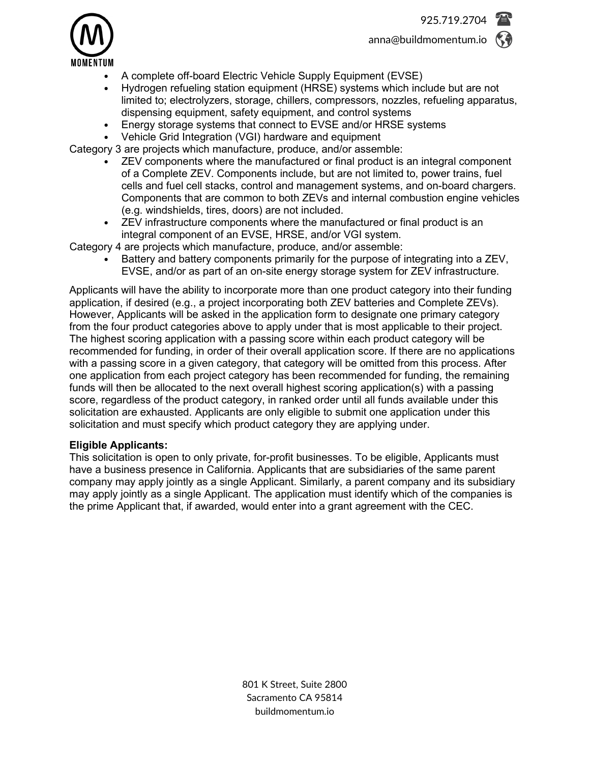- A complete off-board Electric Vehicle Supply Equipment (EVSE)
- Hydrogen refueling station equipment (HRSE) systems which include but are not limited to; electrolyzers, storage, chillers, compressors, nozzles, refueling apparatus, dispensing equipment, safety equipment, and control systems
- Energy storage systems that connect to EVSE and/or HRSE systems
- Vehicle Grid Integration (VGI) hardware and equipment

Category 3 are projects which manufacture, produce, and/or assemble:

- ZEV components where the manufactured or final product is an integral component of a Complete ZEV. Components include, but are not limited to, power trains, fuel cells and fuel cell stacks, control and management systems, and on-board chargers. Components that are common to both ZEVs and internal combustion engine vehicles (e.g. windshields, tires, doors) are not included.
- ZEV infrastructure components where the manufactured or final product is an integral component of an EVSE, HRSE, and/or VGI system.

Category 4 are projects which manufacture, produce, and/or assemble:

- Battery and battery components primarily for the purpose of integrating into a ZEV, EVSE, and/or as part of an on-site energy storage system for ZEV infrastructure.

Applicants will have the ability to incorporate more than one product category into their funding application, if desired (e.g., a project incorporating both ZEV batteries and Complete ZEVs). However, Applicants will be asked in the application form to designate one primary category from the four product categories above to apply under that is most applicable to their project. The highest scoring application with a passing score within each product category will be recommended for funding, in order of their overall application score. If there are no applications with a passing score in a given category, that category will be omitted from this process. After one application from each project category has been recommended for funding, the remaining funds will then be allocated to the next overall highest scoring application(s) with a passing score, regardless of the product category, in ranked order until all funds available under this solicitation are exhausted. Applicants are only eligible to submit one application under this solicitation and must specify which product category they are applying under.

**Eligible Applicants:**
This solicitation is open to only private, for-profit businesses. To be eligible, Applicants must have a business presence in California. Applicants that are subsidiaries of the same parent company may apply jointly as a single Applicant. Similarly, a parent company and its subsidiary may apply jointly as a single Applicant. The application must identify which of the companies is the prime Applicant that, if awarded, would enter into a grant agreement with the CEC.